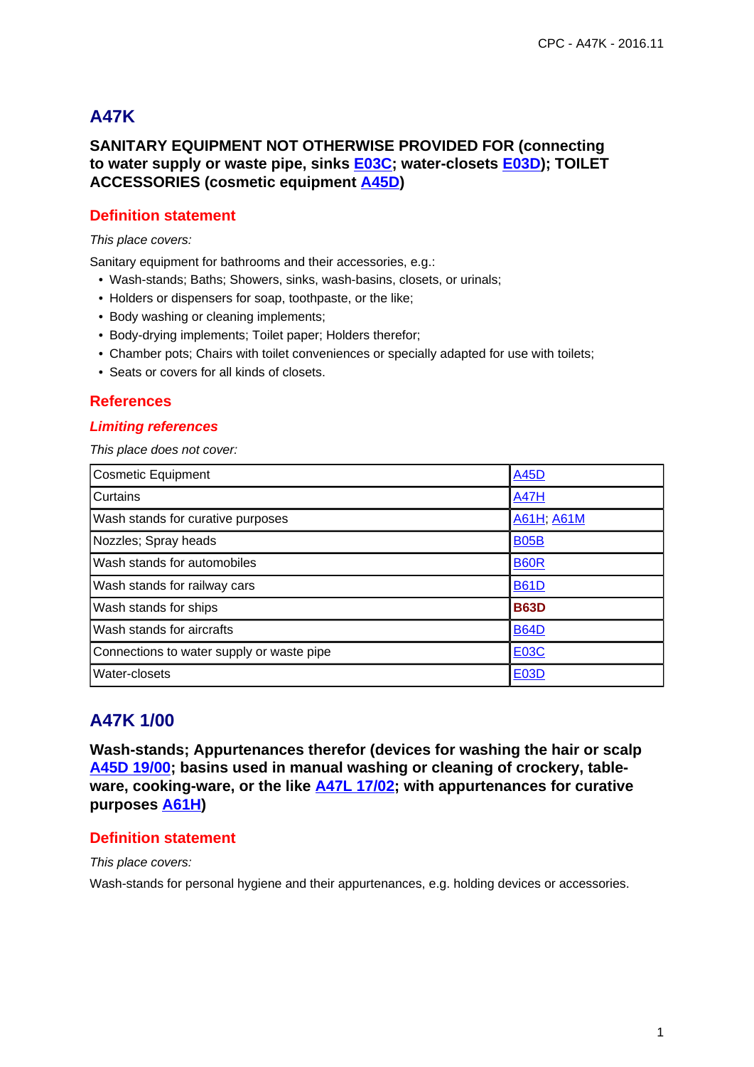# A47K

**SANITARY EQUIPMENT NOT OTHERWISE PROVIDED FOR (connecting to water supply or waste pipe, sinks E03C; water-closets E03D); TOILET ACCESSORIES (cosmetic equipment A45D)**

## Definition statement

*This place covers:*

Sanitary equipment for bathrooms and their accessories, e.g.:

- Wash-stands; Baths; Showers, sinks, wash-basins, closets, or urinals;
- Holders or dispensers for soap, toothpaste, or the like;
- Body washing or cleaning implements;
- Body-drying implements; Toilet paper; Holders therefor;
- Chamber pots; Chairs with toilet conveniences or specially adapted for use with toilets;
- Seats or covers for all kinds of closets.

## References

### *Limiting references*

*This place does not cover:*

| | |
|---|---|
| Cosmetic Equipment | A45D |
| Curtains | A47H |
| Wash stands for curative purposes | A61H; A61M |
| Nozzles; Spray heads | B05B |
| Wash stands for automobiles | B60R |
| Wash stands for railway cars | B61D |
| Wash stands for ships | **B63D** |
| Wash stands for aircrafts | B64D |
| Connections to water supply or waste pipe | E03C |
| Water-closets | E03D |

# A47K 1/00

**Wash-stands; Appurtenances therefor (devices for washing the hair or scalp A45D 19/00; basins used in manual washing or cleaning of crockery, table-ware, cooking-ware, or the like A47L 17/02; with appurtenances for curative purposes A61H)**

## Definition statement

*This place covers:*

Wash-stands for personal hygiene and their appurtenances, e.g. holding devices or accessories.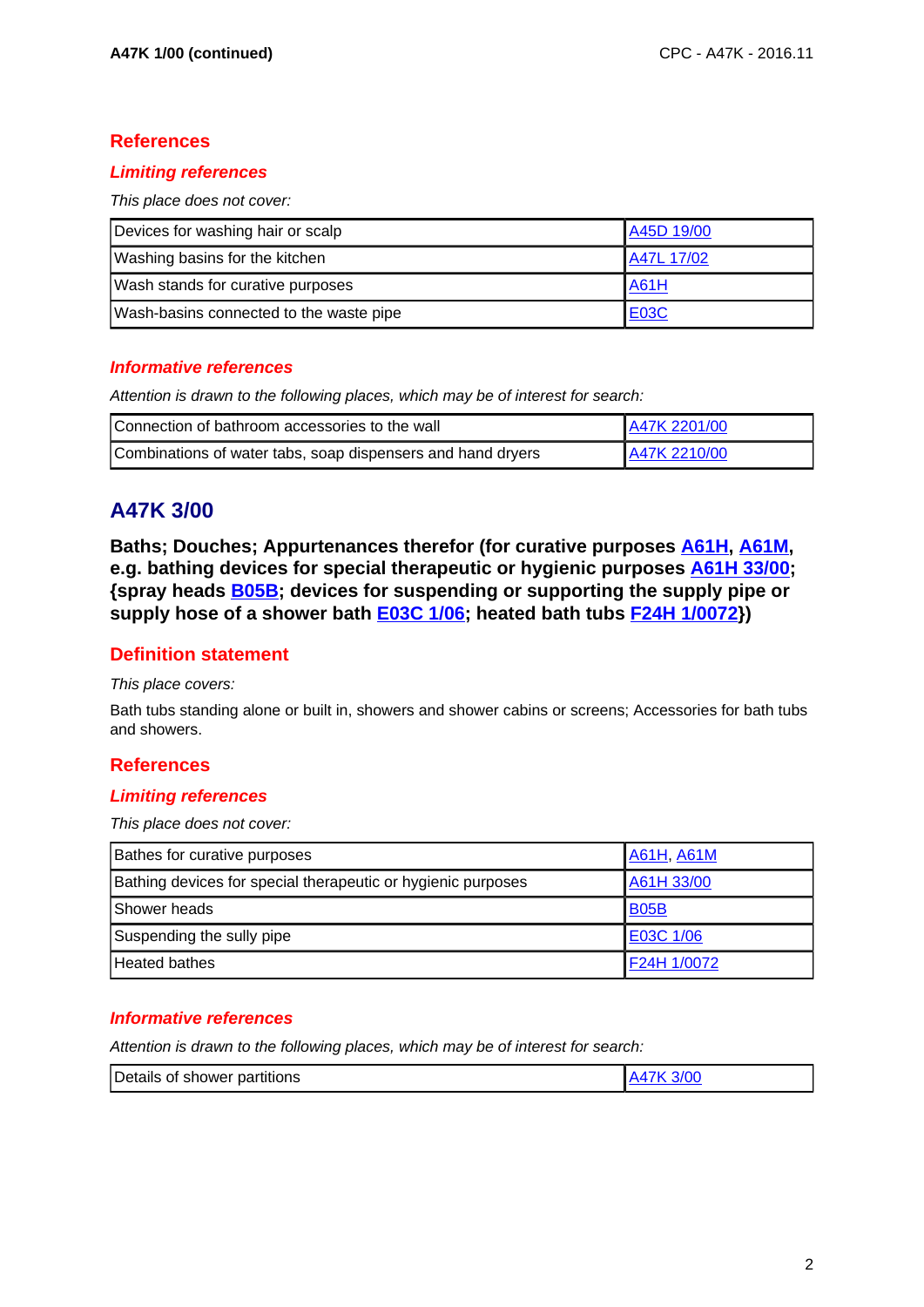## References

### *Limiting references*

*This place does not cover:*

| Devices for washing hair or scalp | A45D 19/00 |
|---|---|
| Washing basins for the kitchen | A47L 17/02 |
| Wash stands for curative purposes | A61H |
| Wash-basins connected to the waste pipe | E03C |

### *Informative references*

*Attention is drawn to the following places, which may be of interest for search:*

| Connection of bathroom accessories to the wall | A47K 2201/00 |
|---|---|
| Combinations of water tabs, soap dispensers and hand dryers | A47K 2210/00 |

# A47K 3/00

**Baths; Douches; Appurtenances therefor (for curative purposes A61H, A61M, e.g. bathing devices for special therapeutic or hygienic purposes A61H 33/00; {spray heads B05B; devices for suspending or supporting the supply pipe or supply hose of a shower bath E03C 1/06; heated bath tubs F24H 1/0072})**

## Definition statement

*This place covers:*

Bath tubs standing alone or built in, showers and shower cabins or screens; Accessories for bath tubs and showers.

## References

### *Limiting references*

*This place does not cover:*

| Bathes for curative purposes | A61H, A61M |
|---|---|
| Bathing devices for special therapeutic or hygienic purposes | A61H 33/00 |
| Shower heads | B05B |
| Suspending the sully pipe | E03C 1/06 |
| Heated bathes | F24H 1/0072 |

### *Informative references*

*Attention is drawn to the following places, which may be of interest for search:*

| Details of shower partitions | A47K 3/00 |
|---|---|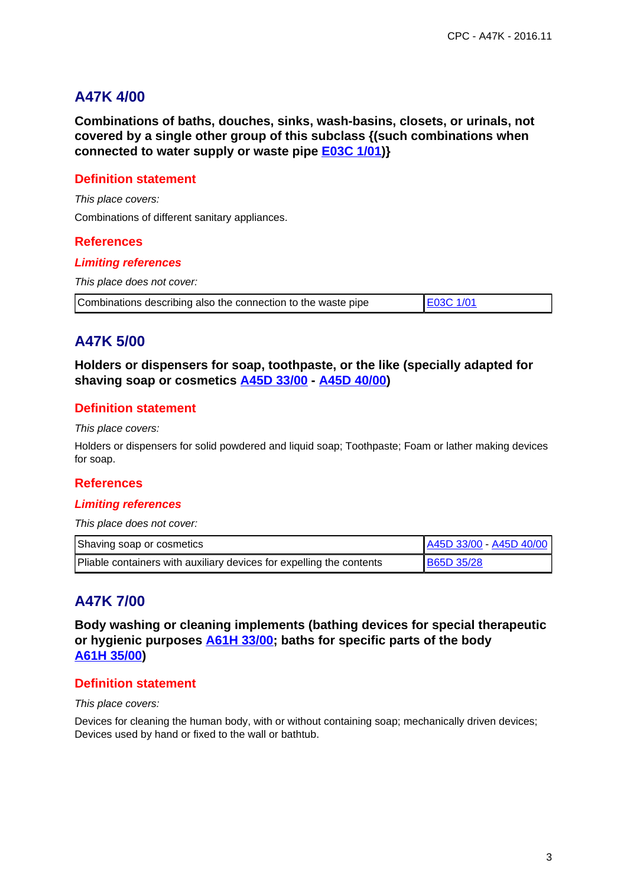## A47K 4/00

**Combinations of baths, douches, sinks, wash-basins, closets, or urinals, not covered by a single other group of this subclass {(such combinations when connected to water supply or waste pipe E03C 1/01)}**

### Definition statement

*This place covers:*

Combinations of different sanitary appliances.

### References

#### *Limiting references*

*This place does not cover:*

| Combinations describing also the connection to the waste pipe | E03C 1/01 |
|---|---|

## A47K 5/00

**Holders or dispensers for soap, toothpaste, or the like (specially adapted for shaving soap or cosmetics A45D 33/00 - A45D 40/00)**

### Definition statement

*This place covers:*

Holders or dispensers for solid powdered and liquid soap; Toothpaste; Foam or lather making devices for soap.

### References

#### *Limiting references*

*This place does not cover:*

| Shaving soap or cosmetics | A45D 33/00 - A45D 40/00 |
|---|---|
| Pliable containers with auxiliary devices for expelling the contents | B65D 35/28 |

## A47K 7/00

**Body washing or cleaning implements (bathing devices for special therapeutic or hygienic purposes A61H 33/00; baths for specific parts of the body A61H 35/00)**

### Definition statement

*This place covers:*

Devices for cleaning the human body, with or without containing soap; mechanically driven devices; Devices used by hand or fixed to the wall or bathtub.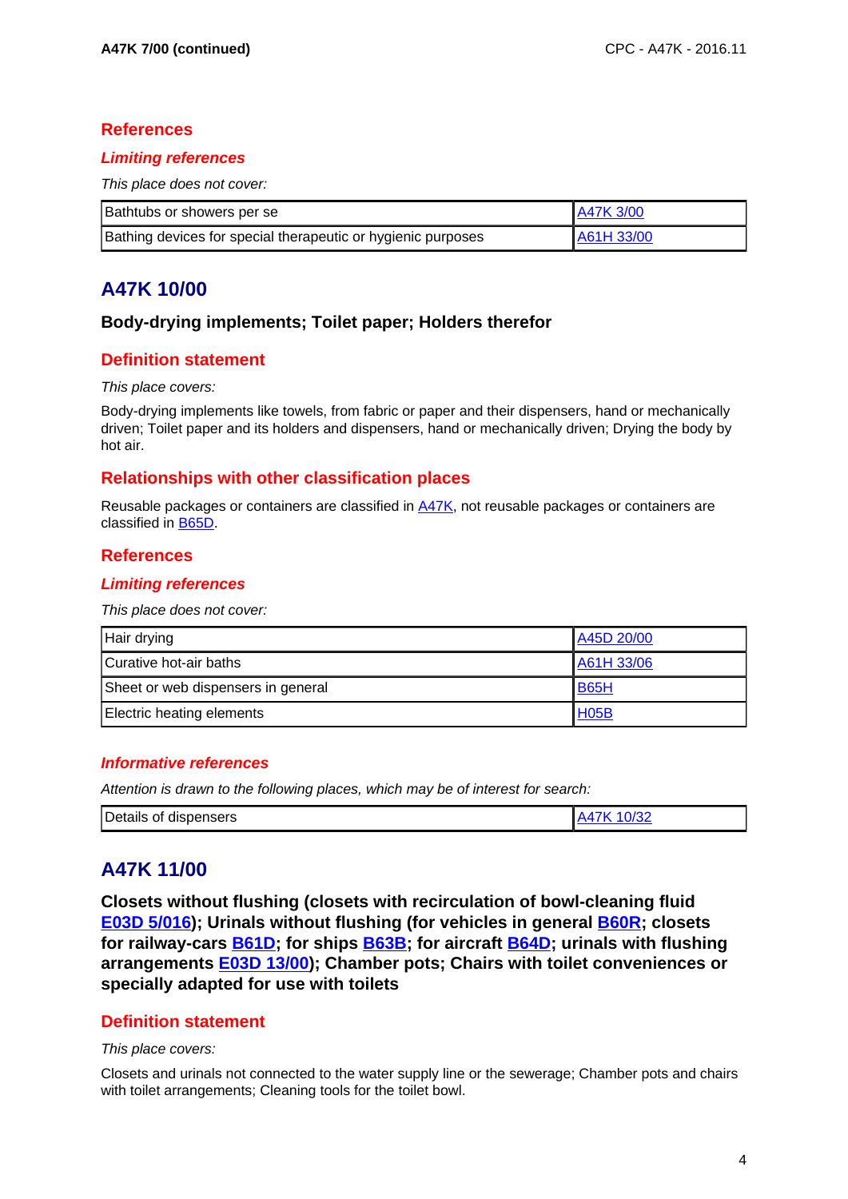## References

### *Limiting references*

*This place does not cover:*

| | |
|---|---|
| Bathtubs or showers per se | A47K 3/00 |
| Bathing devices for special therapeutic or hygienic purposes | A61H 33/00 |

## A47K 10/00

### Body-drying implements; Toilet paper; Holders therefor

## Definition statement

*This place covers:*

Body-drying implements like towels, from fabric or paper and their dispensers, hand or mechanically driven; Toilet paper and its holders and dispensers, hand or mechanically driven; Drying the body by hot air.

## Relationships with other classification places

Reusable packages or containers are classified in A47K, not reusable packages or containers are classified in B65D.

## References

### *Limiting references*

*This place does not cover:*

| | |
|---|---|
| Hair drying | A45D 20/00 |
| Curative hot-air baths | A61H 33/06 |
| Sheet or web dispensers in general | B65H |
| Electric heating elements | H05B |

### *Informative references*

*Attention is drawn to the following places, which may be of interest for search:*

| | |
|---|---|
| Details of dispensers | A47K 10/32 |

## A47K 11/00

### Closets without flushing (closets with recirculation of bowl-cleaning fluid E03D 5/016); Urinals without flushing (for vehicles in general B60R; closets for railway-cars B61D; for ships B63B; for aircraft B64D; urinals with flushing arrangements E03D 13/00); Chamber pots; Chairs with toilet conveniences or specially adapted for use with toilets

## Definition statement

*This place covers:*

Closets and urinals not connected to the water supply line or the sewerage; Chamber pots and chairs with toilet arrangements; Cleaning tools for the toilet bowl.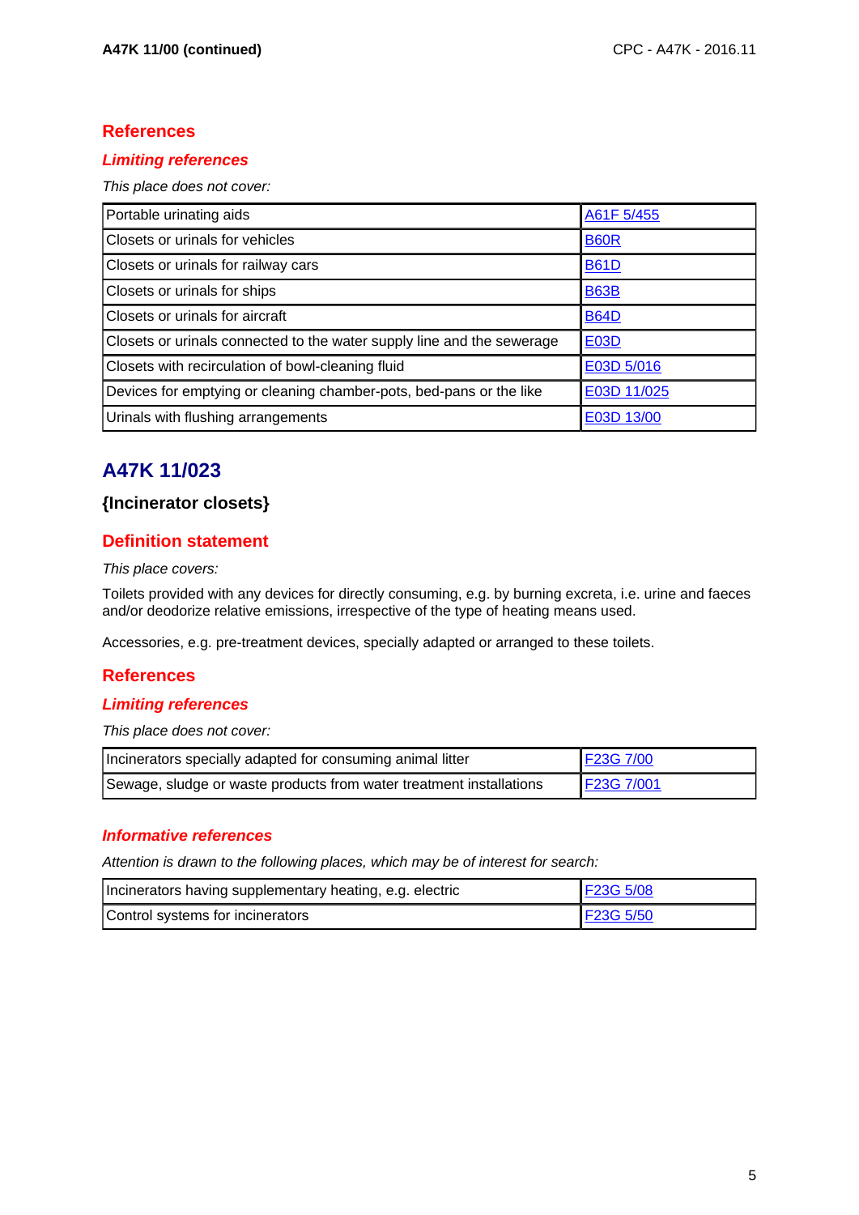## References

### *Limiting references*

*This place does not cover:*

| Portable urinating aids | A61F 5/455 |
|---|---|
| Closets or urinals for vehicles | B60R |
| Closets or urinals for railway cars | B61D |
| Closets or urinals for ships | B63B |
| Closets or urinals for aircraft | B64D |
| Closets or urinals connected to the water supply line and the sewerage | E03D |
| Closets with recirculation of bowl-cleaning fluid | E03D 5/016 |
| Devices for emptying or cleaning chamber-pots, bed-pans or the like | E03D 11/025 |
| Urinals with flushing arrangements | E03D 13/00 |

# A47K 11/023

### {Incinerator closets}

## Definition statement

*This place covers:*

Toilets provided with any devices for directly consuming, e.g. by burning excreta, i.e. urine and faeces and/or deodorize relative emissions, irrespective of the type of heating means used.

Accessories, e.g. pre-treatment devices, specially adapted or arranged to these toilets.

## References

### *Limiting references*

*This place does not cover:*

| Incinerators specially adapted for consuming animal litter | F23G 7/00 |
|---|---|
| Sewage, sludge or waste products from water treatment installations | F23G 7/001 |

### *Informative references*

*Attention is drawn to the following places, which may be of interest for search:*

| Incinerators having supplementary heating, e.g. electric | F23G 5/08 |
|---|---|
| Control systems for incinerators | F23G 5/50 |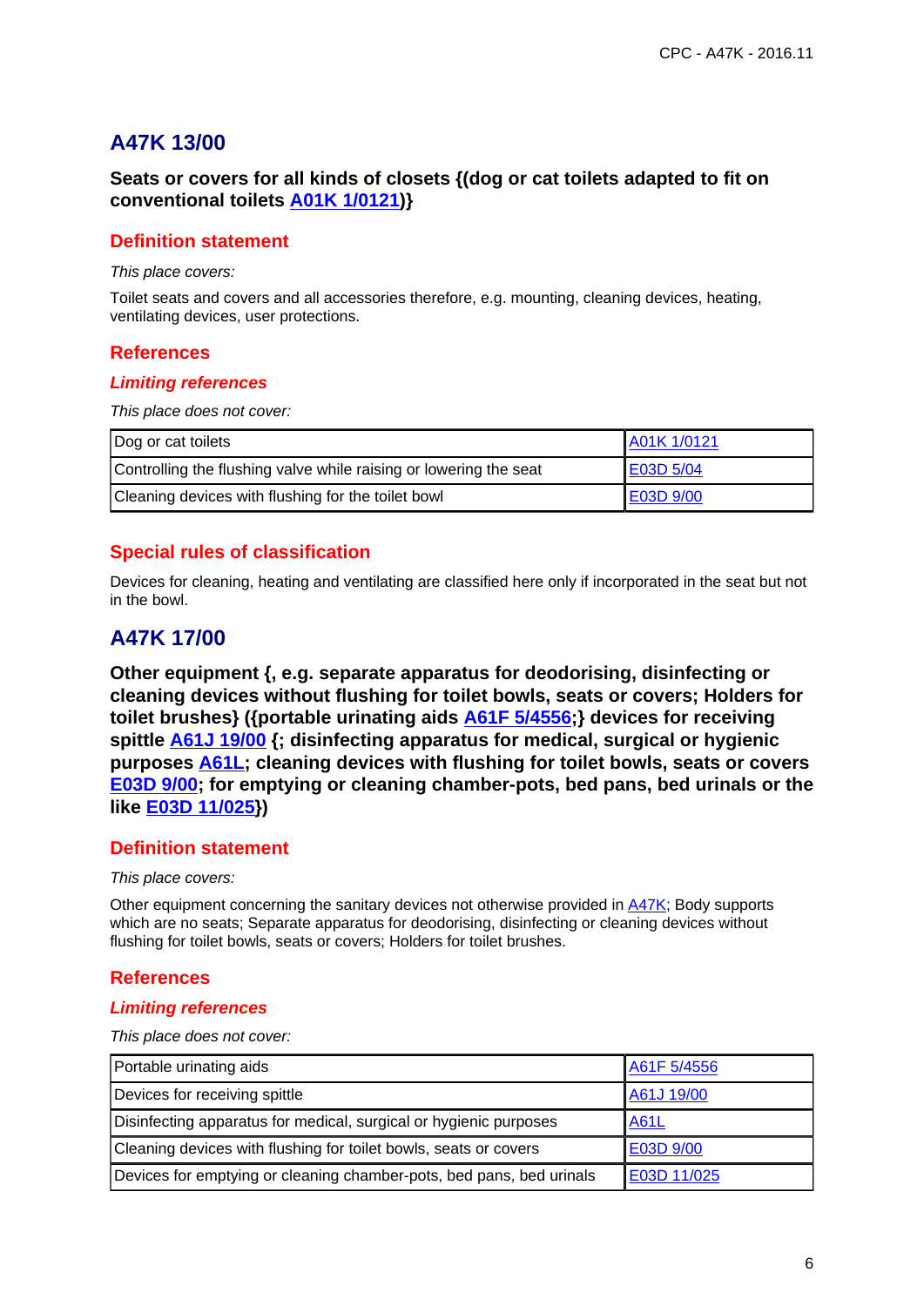## A47K 13/00

**Seats or covers for all kinds of closets {(dog or cat toilets adapted to fit on conventional toilets A01K 1/0121)}**

### Definition statement

*This place covers:*

Toilet seats and covers and all accessories therefore, e.g. mounting, cleaning devices, heating, ventilating devices, user protections.

### References

#### *Limiting references*

*This place does not cover:*

| | |
|---|---|
| Dog or cat toilets | A01K 1/0121 |
| Controlling the flushing valve while raising or lowering the seat | E03D 5/04 |
| Cleaning devices with flushing for the toilet bowl | E03D 9/00 |

### Special rules of classification

Devices for cleaning, heating and ventilating are classified here only if incorporated in the seat but not in the bowl.

## A47K 17/00

**Other equipment {, e.g. separate apparatus for deodorising, disinfecting or cleaning devices without flushing for toilet bowls, seats or covers; Holders for toilet brushes} ({portable urinating aids A61F 5/4556;} devices for receiving spittle A61J 19/00 {; disinfecting apparatus for medical, surgical or hygienic purposes A61L; cleaning devices with flushing for toilet bowls, seats or covers E03D 9/00; for emptying or cleaning chamber-pots, bed pans, bed urinals or the like E03D 11/025})**

### Definition statement

*This place covers:*

Other equipment concerning the sanitary devices not otherwise provided in A47K; Body supports which are no seats; Separate apparatus for deodorising, disinfecting or cleaning devices without flushing for toilet bowls, seats or covers; Holders for toilet brushes.

### References

#### *Limiting references*

*This place does not cover:*

| | |
|---|---|
| Portable urinating aids | A61F 5/4556 |
| Devices for receiving spittle | A61J 19/00 |
| Disinfecting apparatus for medical, surgical or hygienic purposes | A61L |
| Cleaning devices with flushing for toilet bowls, seats or covers | E03D 9/00 |
| Devices for emptying or cleaning chamber-pots, bed pans, bed urinals | E03D 11/025 |